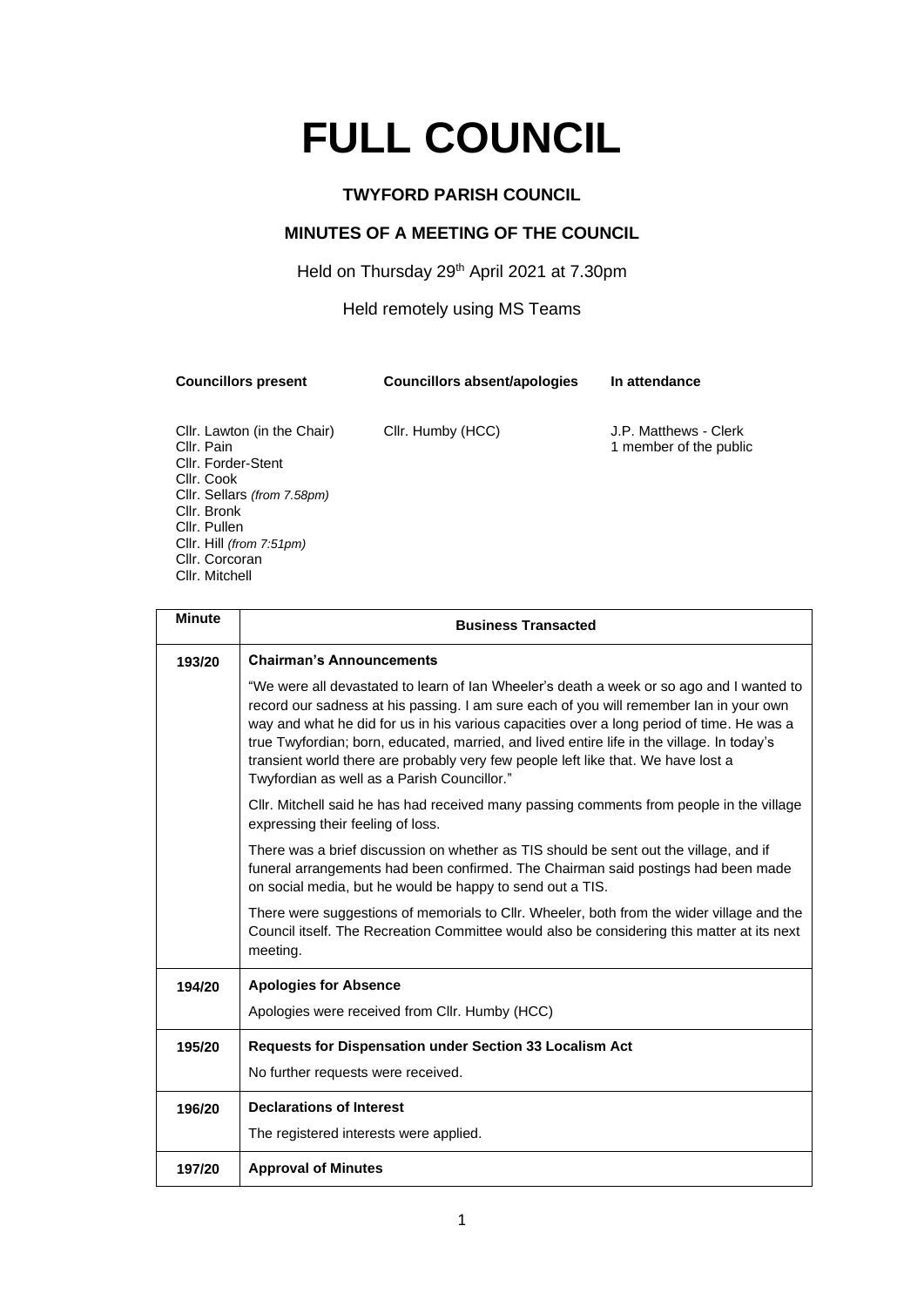# FULL COUNCIL

**TWYFORD PARISH COUNCIL**

**MINUTES OF A MEETING OF THE COUNCIL**

Held on Thursday 29th April 2021 at 7.30pm

Held remotely using MS Teams

| **Councillors present** | **Councillors absent/apologies** | **In attendance** |
|---|---|---|
| Cllr. Lawton (in the Chair)<br>Cllr. Pain<br>Cllr. Forder-Stent<br>Cllr. Cook<br>Cllr. Sellars *(from 7.58pm)*<br>Cllr. Bronk<br>Cllr. Pullen<br>Cllr. Hill *(from 7:51pm)*<br>Cllr. Corcoran<br>Cllr. Mitchell | Cllr. Humby (HCC) | J.P. Matthews - Clerk<br>1 member of the public |

| **Minute** | **Business Transacted** |
|---|---|
| **193/20** | **Chairman's Announcements**<br><br>"We were all devastated to learn of Ian Wheeler's death a week or so ago and I wanted to record our sadness at his passing. I am sure each of you will remember Ian in your own way and what he did for us in his various capacities over a long period of time. He was a true Twyfordian; born, educated, married, and lived entire life in the village. In today's transient world there are probably very few people left like that. We have lost a Twyfordian as well as a Parish Councillor."<br><br>Cllr. Mitchell said he has had received many passing comments from people in the village expressing their feeling of loss.<br><br>There was a brief discussion on whether as TIS should be sent out the village, and if funeral arrangements had been confirmed. The Chairman said postings had been made on social media, but he would be happy to send out a TIS.<br><br>There were suggestions of memorials to Cllr. Wheeler, both from the wider village and the Council itself. The Recreation Committee would also be considering this matter at its next meeting. |
| **194/20** | **Apologies for Absence**<br><br>Apologies were received from Cllr. Humby (HCC) |
| **195/20** | **Requests for Dispensation under Section 33 Localism Act**<br><br>No further requests were received. |
| **196/20** | **Declarations of Interest**<br><br>The registered interests were applied. |
| **197/20** | **Approval of Minutes** |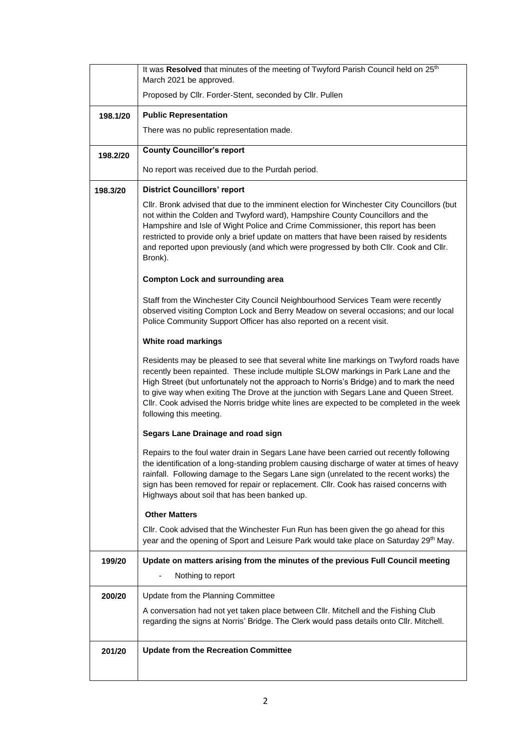| | |
|---|---|
| | It was **Resolved** that minutes of the meeting of Twyford Parish Council held on 25th March 2021 be approved.<br><br>Proposed by Cllr. Forder-Stent, seconded by Cllr. Pullen |
| **198.1/20** | **Public Representation**<br><br>There was no public representation made. |
| **198.2/20** | **County Councillor's report**<br><br>No report was received due to the Purdah period. |
| **198.3/20** | **District Councillors' report**<br><br>Cllr. Bronk advised that due to the imminent election for Winchester City Councillors (but not within the Colden and Twyford ward), Hampshire County Councillors and the Hampshire and Isle of Wight Police and Crime Commissioner, this report has been restricted to provide only a brief update on matters that have been raised by residents and reported upon previously (and which were progressed by both Cllr. Cook and Cllr. Bronk).<br><br>**Compton Lock and surrounding area**<br><br>Staff from the Winchester City Council Neighbourhood Services Team were recently observed visiting Compton Lock and Berry Meadow on several occasions; and our local Police Community Support Officer has also reported on a recent visit.<br><br>**White road markings**<br><br>Residents may be pleased to see that several white line markings on Twyford roads have recently been repainted. These include multiple SLOW markings in Park Lane and the High Street (but unfortunately not the approach to Norris's Bridge) and to mark the need to give way when exiting The Drove at the junction with Segars Lane and Queen Street. Cllr. Cook advised the Norris bridge white lines are expected to be completed in the week following this meeting.<br><br>**Segars Lane Drainage and road sign**<br><br>Repairs to the foul water drain in Segars Lane have been carried out recently following the identification of a long-standing problem causing discharge of water at times of heavy rainfall. Following damage to the Segars Lane sign (unrelated to the recent works) the sign has been removed for repair or replacement. Cllr. Cook has raised concerns with Highways about soil that has been banked up.<br><br>**Other Matters**<br><br>Cllr. Cook advised that the Winchester Fun Run has been given the go ahead for this year and the opening of Sport and Leisure Park would take place on Saturday 29th May. |
| **199/20** | **Update on matters arising from the minutes of the previous Full Council meeting**<br><br>- Nothing to report |
| **200/20** | Update from the Planning Committee<br><br>A conversation had not yet taken place between Cllr. Mitchell and the Fishing Club regarding the signs at Norris' Bridge. The Clerk would pass details onto Cllr. Mitchell. |
| **201/20** | **Update from the Recreation Committee** |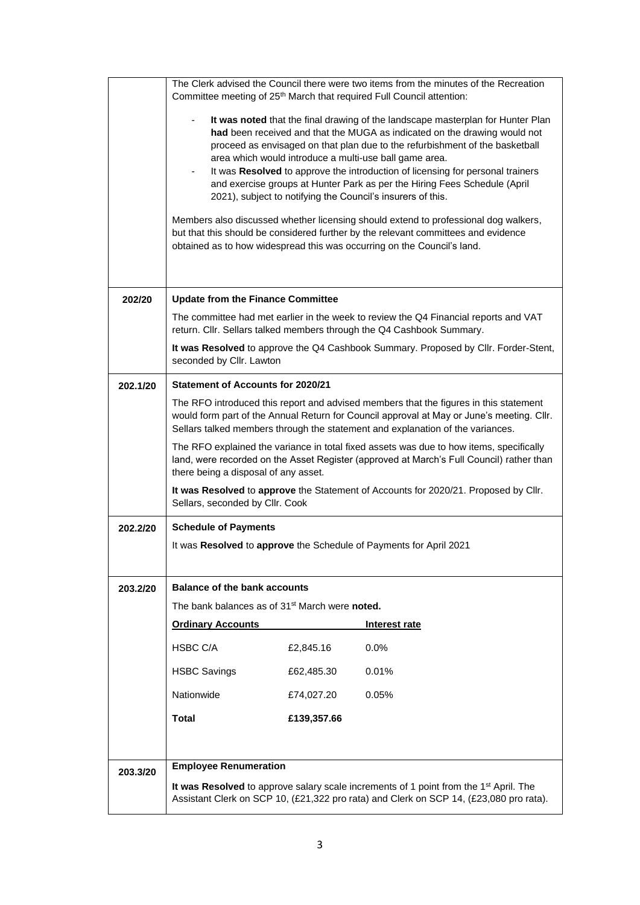The Clerk advised the Council there were two items from the minutes of the Recreation Committee meeting of 25th March that required Full Council attention:

- **It was noted** that the final drawing of the landscape masterplan for Hunter Plan **had** been received and that the MUGA as indicated on the drawing would not proceed as envisaged on that plan due to the refurbishment of the basketball area which would introduce a multi-use ball game area.
- It was **Resolved** to approve the introduction of licensing for personal trainers and exercise groups at Hunter Park as per the Hiring Fees Schedule (April 2021), subject to notifying the Council's insurers of this.

Members also discussed whether licensing should extend to professional dog walkers, but that this should be considered further by the relevant committees and evidence obtained as to how widespread this was occurring on the Council's land.

**202/20 Update from the Finance Committee**

The committee had met earlier in the week to review the Q4 Financial reports and VAT return. Cllr. Sellars talked members through the Q4 Cashbook Summary.

**It was Resolved** to approve the Q4 Cashbook Summary. Proposed by Cllr. Forder-Stent, seconded by Cllr. Lawton

**202.1/20 Statement of Accounts for 2020/21**

The RFO introduced this report and advised members that the figures in this statement would form part of the Annual Return for Council approval at May or June's meeting. Cllr. Sellars talked members through the statement and explanation of the variances.

The RFO explained the variance in total fixed assets was due to how items, specifically land, were recorded on the Asset Register (approved at March's Full Council) rather than there being a disposal of any asset.

**It was Resolved** to **approve** the Statement of Accounts for 2020/21. Proposed by Cllr. Sellars, seconded by Cllr. Cook

**202.2/20 Schedule of Payments**

It was **Resolved** to **approve** the Schedule of Payments for April 2021

**203.2/20 Balance of the bank accounts**

The bank balances as of 31st March were **noted.**

| **Ordinary Accounts** | | **Interest rate** |
|---|---|---|
| HSBC C/A | £2,845.16 | 0.0% |
| HSBC Savings | £62,485.30 | 0.01% |
| Nationwide | £74,027.20 | 0.05% |
| **Total** | **£139,357.66** | |

**203.3/20 Employee Renumeration**

**It was Resolved** to approve salary scale increments of 1 point from the 1st April. The Assistant Clerk on SCP 10, (£21,322 pro rata) and Clerk on SCP 14, (£23,080 pro rata).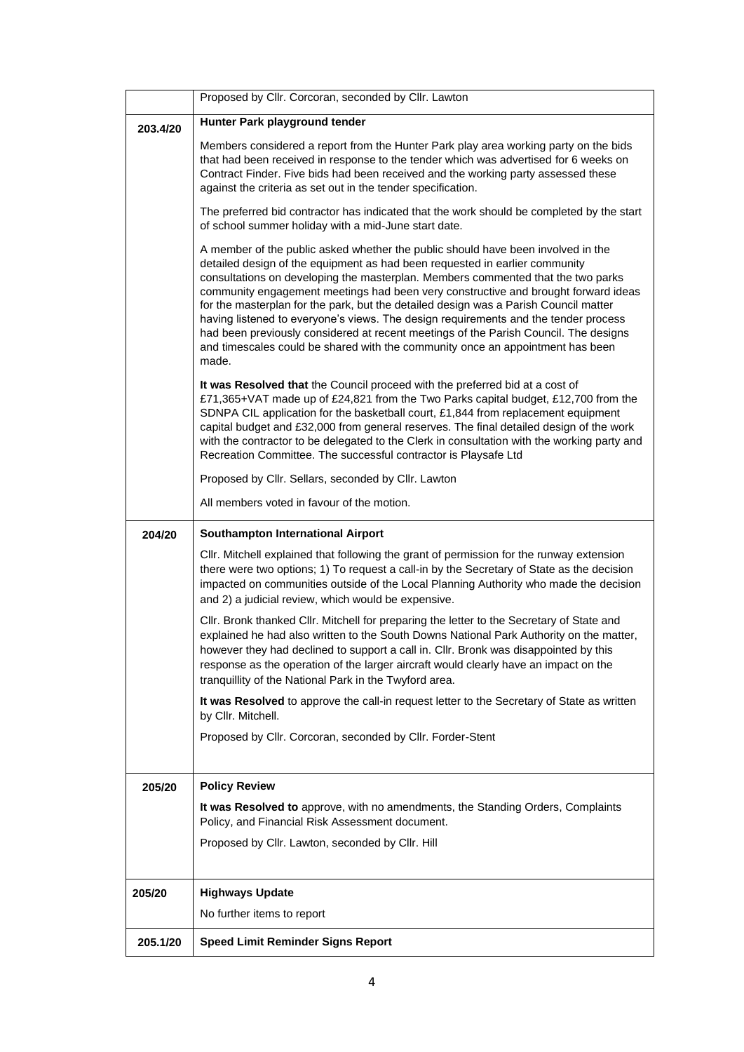| | |
|---|---|
| | Proposed by Cllr. Corcoran, seconded by Cllr. Lawton |
| **203.4/20** | **Hunter Park playground tender**<br><br>Members considered a report from the Hunter Park play area working party on the bids that had been received in response to the tender which was advertised for 6 weeks on Contract Finder. Five bids had been received and the working party assessed these against the criteria as set out in the tender specification.<br><br>The preferred bid contractor has indicated that the work should be completed by the start of school summer holiday with a mid-June start date.<br><br>A member of the public asked whether the public should have been involved in the detailed design of the equipment as had been requested in earlier community consultations on developing the masterplan. Members commented that the two parks community engagement meetings had been very constructive and brought forward ideas for the masterplan for the park, but the detailed design was a Parish Council matter having listened to everyone's views. The design requirements and the tender process had been previously considered at recent meetings of the Parish Council. The designs and timescales could be shared with the community once an appointment has been made.<br><br>**It was Resolved that** the Council proceed with the preferred bid at a cost of £71,365+VAT made up of £24,821 from the Two Parks capital budget, £12,700 from the SDNPA CIL application for the basketball court, £1,844 from replacement equipment capital budget and £32,000 from general reserves. The final detailed design of the work with the contractor to be delegated to the Clerk in consultation with the working party and Recreation Committee. The successful contractor is Playsafe Ltd<br><br>Proposed by Cllr. Sellars, seconded by Cllr. Lawton<br><br>All members voted in favour of the motion. |
| **204/20** | **Southampton International Airport**<br><br>Cllr. Mitchell explained that following the grant of permission for the runway extension there were two options; 1) To request a call-in by the Secretary of State as the decision impacted on communities outside of the Local Planning Authority who made the decision and 2) a judicial review, which would be expensive.<br><br>Cllr. Bronk thanked Cllr. Mitchell for preparing the letter to the Secretary of State and explained he had also written to the South Downs National Park Authority on the matter, however they had declined to support a call in. Cllr. Bronk was disappointed by this response as the operation of the larger aircraft would clearly have an impact on the tranquillity of the National Park in the Twyford area.<br><br>**It was Resolved** to approve the call-in request letter to the Secretary of State as written by Cllr. Mitchell.<br><br>Proposed by Cllr. Corcoran, seconded by Cllr. Forder-Stent |
| **205/20** | **Policy Review**<br><br>**It was Resolved to** approve, with no amendments, the Standing Orders, Complaints Policy, and Financial Risk Assessment document.<br><br>Proposed by Cllr. Lawton, seconded by Cllr. Hill |
| **205/20** | **Highways Update**<br><br>No further items to report |
| **205.1/20** | **Speed Limit Reminder Signs Report** |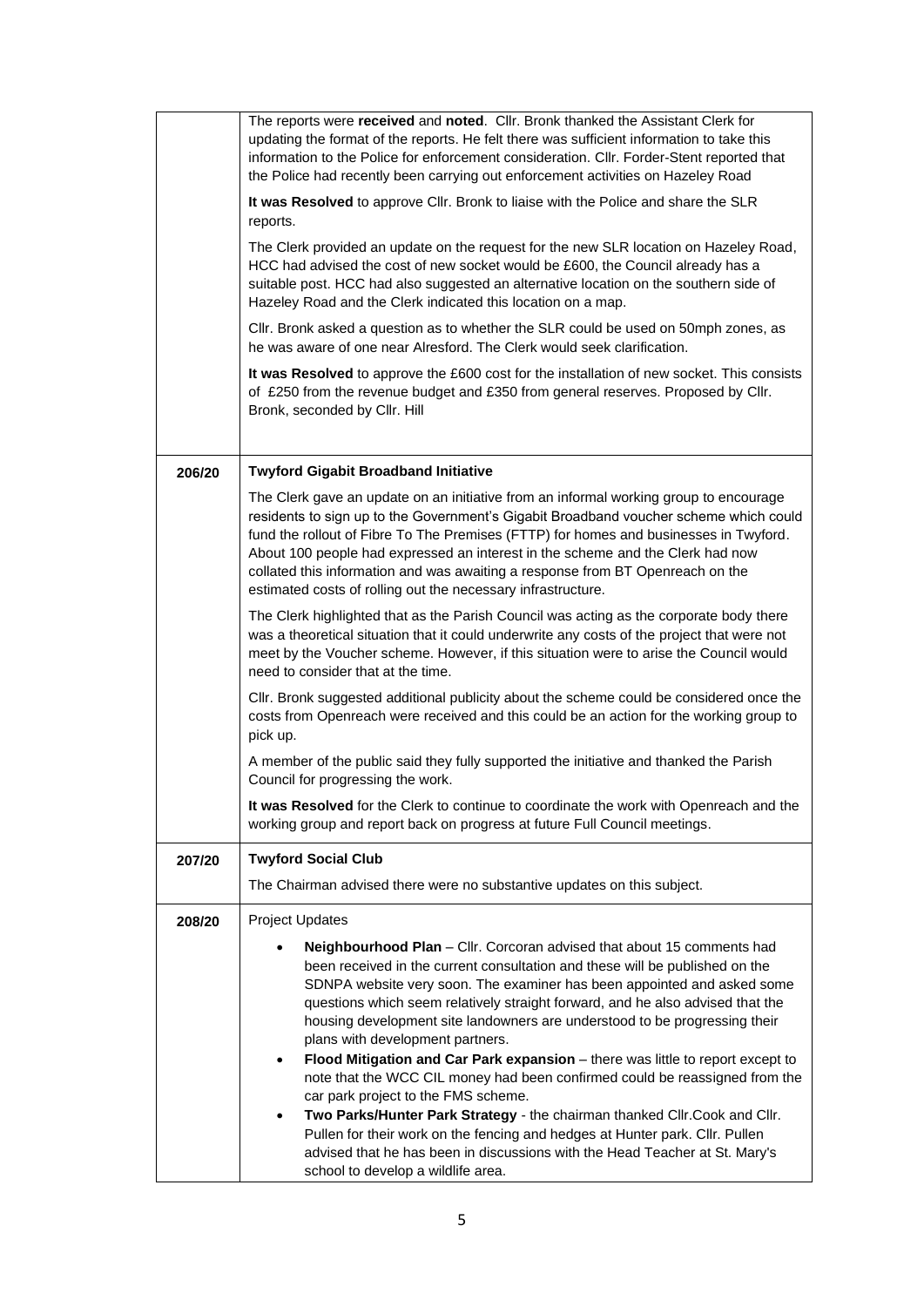|  |  |
|---|---|
|  | The reports were **received** and **noted**. Cllr. Bronk thanked the Assistant Clerk for updating the format of the reports. He felt there was sufficient information to take this information to the Police for enforcement consideration. Cllr. Forder-Stent reported that the Police had recently been carrying out enforcement activities on Hazeley Road<br><br>**It was Resolved** to approve Cllr. Bronk to liaise with the Police and share the SLR reports.<br><br>The Clerk provided an update on the request for the new SLR location on Hazeley Road, HCC had advised the cost of new socket would be £600, the Council already has a suitable post. HCC had also suggested an alternative location on the southern side of Hazeley Road and the Clerk indicated this location on a map.<br><br>Cllr. Bronk asked a question as to whether the SLR could be used on 50mph zones, as he was aware of one near Alresford. The Clerk would seek clarification.<br><br>**It was Resolved** to approve the £600 cost for the installation of new socket. This consists of £250 from the revenue budget and £350 from general reserves. Proposed by Cllr. Bronk, seconded by Cllr. Hill |
| **206/20** | **Twyford Gigabit Broadband Initiative**<br><br>The Clerk gave an update on an initiative from an informal working group to encourage residents to sign up to the Government's Gigabit Broadband voucher scheme which could fund the rollout of Fibre To The Premises (FTTP) for homes and businesses in Twyford. About 100 people had expressed an interest in the scheme and the Clerk had now collated this information and was awaiting a response from BT Openreach on the estimated costs of rolling out the necessary infrastructure.<br><br>The Clerk highlighted that as the Parish Council was acting as the corporate body there was a theoretical situation that it could underwrite any costs of the project that were not meet by the Voucher scheme. However, if this situation were to arise the Council would need to consider that at the time.<br><br>Cllr. Bronk suggested additional publicity about the scheme could be considered once the costs from Openreach were received and this could be an action for the working group to pick up.<br><br>A member of the public said they fully supported the initiative and thanked the Parish Council for progressing the work.<br><br>**It was Resolved** for the Clerk to continue to coordinate the work with Openreach and the working group and report back on progress at future Full Council meetings. |
| **207/20** | **Twyford Social Club**<br><br>The Chairman advised there were no substantive updates on this subject. |
| **208/20** | Project Updates<br><br>• **Neighbourhood Plan** – Cllr. Corcoran advised that about 15 comments had been received in the current consultation and these will be published on the SDNPA website very soon. The examiner has been appointed and asked some questions which seem relatively straight forward, and he also advised that the housing development site landowners are understood to be progressing their plans with development partners.<br>• **Flood Mitigation and Car Park expansion** – there was little to report except to note that the WCC CIL money had been confirmed could be reassigned from the car park project to the FMS scheme.<br>• **Two Parks/Hunter Park Strategy** - the chairman thanked Cllr.Cook and Cllr. Pullen for their work on the fencing and hedges at Hunter park. Cllr. Pullen advised that he has been in discussions with the Head Teacher at St. Mary's school to develop a wildlife area. |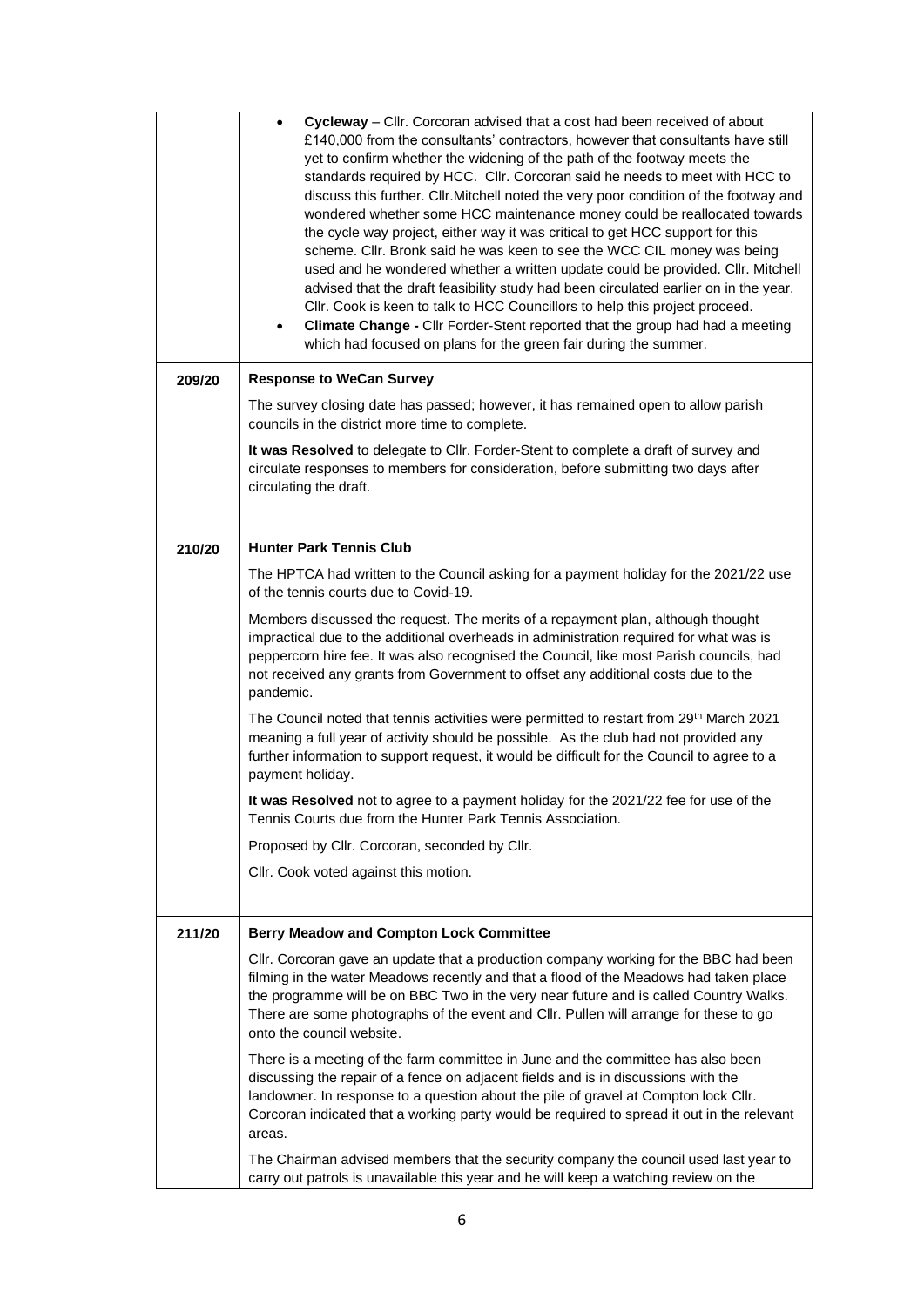| | |
|---|---|
| | • **Cycleway** – Cllr. Corcoran advised that a cost had been received of about £140,000 from the consultants' contractors, however that consultants have still yet to confirm whether the widening of the path of the footway meets the standards required by HCC. Cllr. Corcoran said he needs to meet with HCC to discuss this further. Cllr.Mitchell noted the very poor condition of the footway and wondered whether some HCC maintenance money could be reallocated towards the cycle way project, either way it was critical to get HCC support for this scheme. Cllr. Bronk said he was keen to see the WCC CIL money was being used and he wondered whether a written update could be provided. Cllr. Mitchell advised that the draft feasibility study had been circulated earlier on in the year. Cllr. Cook is keen to talk to HCC Councillors to help this project proceed.<br>• **Climate Change -** Cllr Forder-Stent reported that the group had had a meeting which had focused on plans for the green fair during the summer. |
| **209/20** | **Response to WeCan Survey**<br><br>The survey closing date has passed; however, it has remained open to allow parish councils in the district more time to complete.<br><br>**It was Resolved** to delegate to Cllr. Forder-Stent to complete a draft of survey and circulate responses to members for consideration, before submitting two days after circulating the draft. |
| **210/20** | **Hunter Park Tennis Club**<br><br>The HPTCA had written to the Council asking for a payment holiday for the 2021/22 use of the tennis courts due to Covid-19.<br><br>Members discussed the request. The merits of a repayment plan, although thought impractical due to the additional overheads in administration required for what was is peppercorn hire fee. It was also recognised the Council, like most Parish councils, had not received any grants from Government to offset any additional costs due to the pandemic.<br><br>The Council noted that tennis activities were permitted to restart from 29th March 2021 meaning a full year of activity should be possible. As the club had not provided any further information to support request, it would be difficult for the Council to agree to a payment holiday.<br><br>**It was Resolved** not to agree to a payment holiday for the 2021/22 fee for use of the Tennis Courts due from the Hunter Park Tennis Association.<br><br>Proposed by Cllr. Corcoran, seconded by Cllr.<br><br>Cllr. Cook voted against this motion. |
| **211/20** | **Berry Meadow and Compton Lock Committee**<br><br>Cllr. Corcoran gave an update that a production company working for the BBC had been filming in the water Meadows recently and that a flood of the Meadows had taken place the programme will be on BBC Two in the very near future and is called Country Walks. There are some photographs of the event and Cllr. Pullen will arrange for these to go onto the council website.<br><br>There is a meeting of the farm committee in June and the committee has also been discussing the repair of a fence on adjacent fields and is in discussions with the landowner. In response to a question about the pile of gravel at Compton lock Cllr. Corcoran indicated that a working party would be required to spread it out in the relevant areas.<br><br>The Chairman advised members that the security company the council used last year to carry out patrols is unavailable this year and he will keep a watching review on the |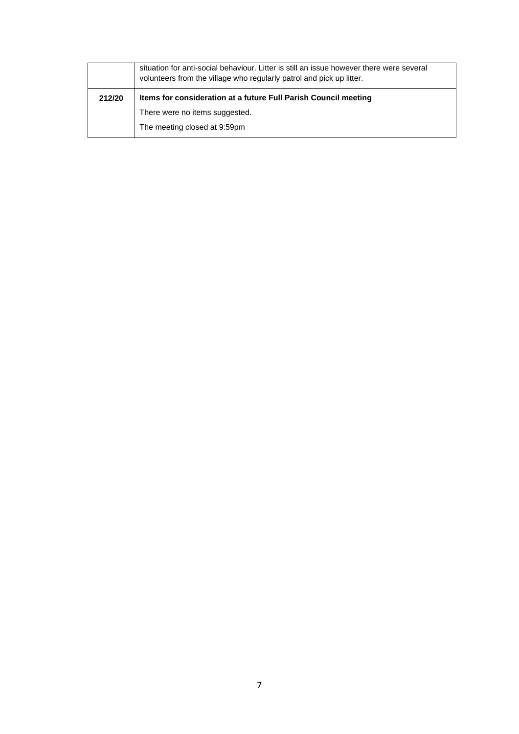| | |
|---|---|
| | situation for anti-social behaviour. Litter is still an issue however there were several volunteers from the village who regularly patrol and pick up litter. |
| **212/20** | **Items for consideration at a future Full Parish Council meeting**<br>There were no items suggested.<br>The meeting closed at 9:59pm |